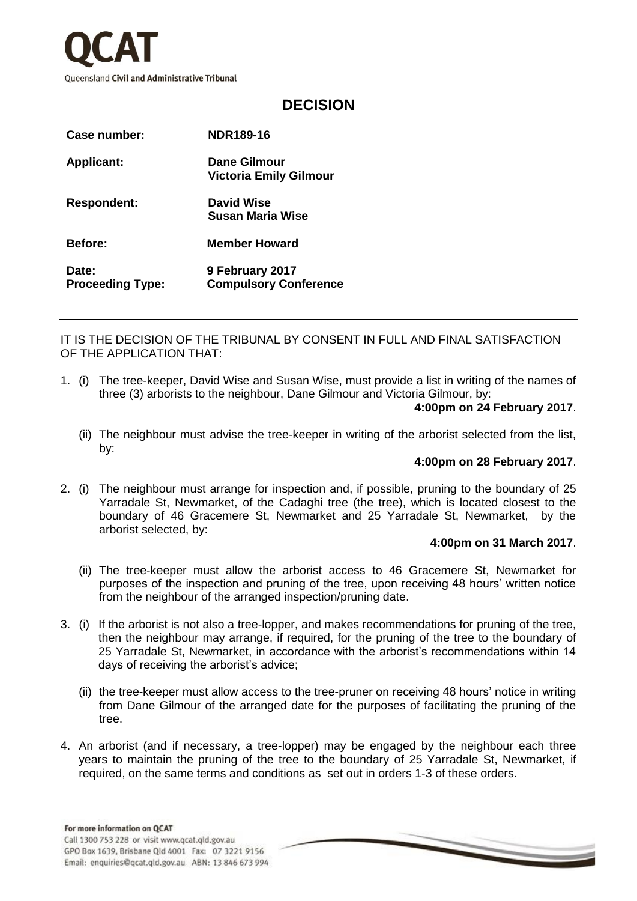**QCAT**

Queensland **Civil and Administrative Tribunal**

# DECISION

| | |
|---|---|
| **Case number:** | **NDR189-16** |
| **Applicant:** | **Dane Gilmour**<br>**Victoria Emily Gilmour** |
| **Respondent:** | **David Wise**<br>**Susan Maria Wise** |
| **Before:** | **Member Howard** |
| **Date:** | **9 February 2017** |
| **Proceeding Type:** | **Compulsory Conference** |

IT IS THE DECISION OF THE TRIBUNAL BY CONSENT IN FULL AND FINAL SATISFACTION OF THE APPLICATION THAT:

1. (i) The tree-keeper, David Wise and Susan Wise, must provide a list in writing of the names of three (3) arborists to the neighbour, Dane Gilmour and Victoria Gilmour, by: **4:00pm on 24 February 2017**.

   (ii) The neighbour must advise the tree-keeper in writing of the arborist selected from the list, by: **4:00pm on 28 February 2017**.

2. (i) The neighbour must arrange for inspection and, if possible, pruning to the boundary of 25 Yarradale St, Newmarket, of the Cadaghi tree (the tree), which is located closest to the boundary of 46 Gracemere St, Newmarket and 25 Yarradale St, Newmarket, by the arborist selected, by: **4:00pm on 31 March 2017**.

   (ii) The tree-keeper must allow the arborist access to 46 Gracemere St, Newmarket for purposes of the inspection and pruning of the tree, upon receiving 48 hours' written notice from the neighbour of the arranged inspection/pruning date.

3. (i) If the arborist is not also a tree-lopper, and makes recommendations for pruning of the tree, then the neighbour may arrange, if required, for the pruning of the tree to the boundary of 25 Yarradale St, Newmarket, in accordance with the arborist's recommendations within 14 days of receiving the arborist's advice;

   (ii) the tree-keeper must allow access to the tree-pruner on receiving 48 hours' notice in writing from Dane Gilmour of the arranged date for the purposes of facilitating the pruning of the tree.

4. An arborist (and if necessary, a tree-lopper) may be engaged by the neighbour each three years to maintain the pruning of the tree to the boundary of 25 Yarradale St, Newmarket, if required, on the same terms and conditions as set out in orders 1-3 of these orders.

**For more information on QCAT**
Call 1300 753 228 or visit www.qcat.qld.gov.au
GPO Box 1639, Brisbane Qld 4001 Fax: 07 3221 9156
Email: enquiries@qcat.qld.gov.au ABN: 13 846 673 994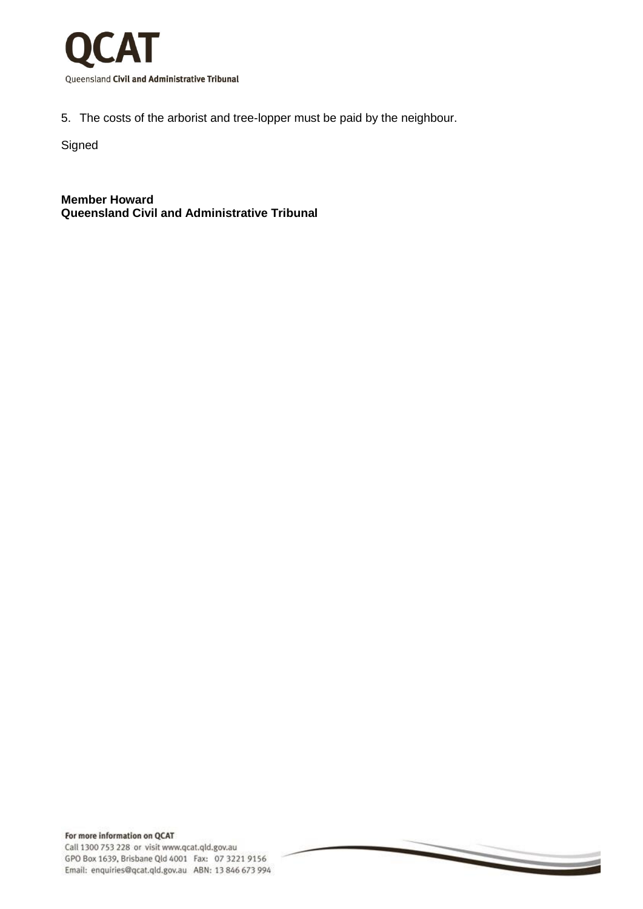5. The costs of the arborist and tree-lopper must be paid by the neighbour.

Signed

**Member Howard**
**Queensland Civil and Administrative Tribunal**